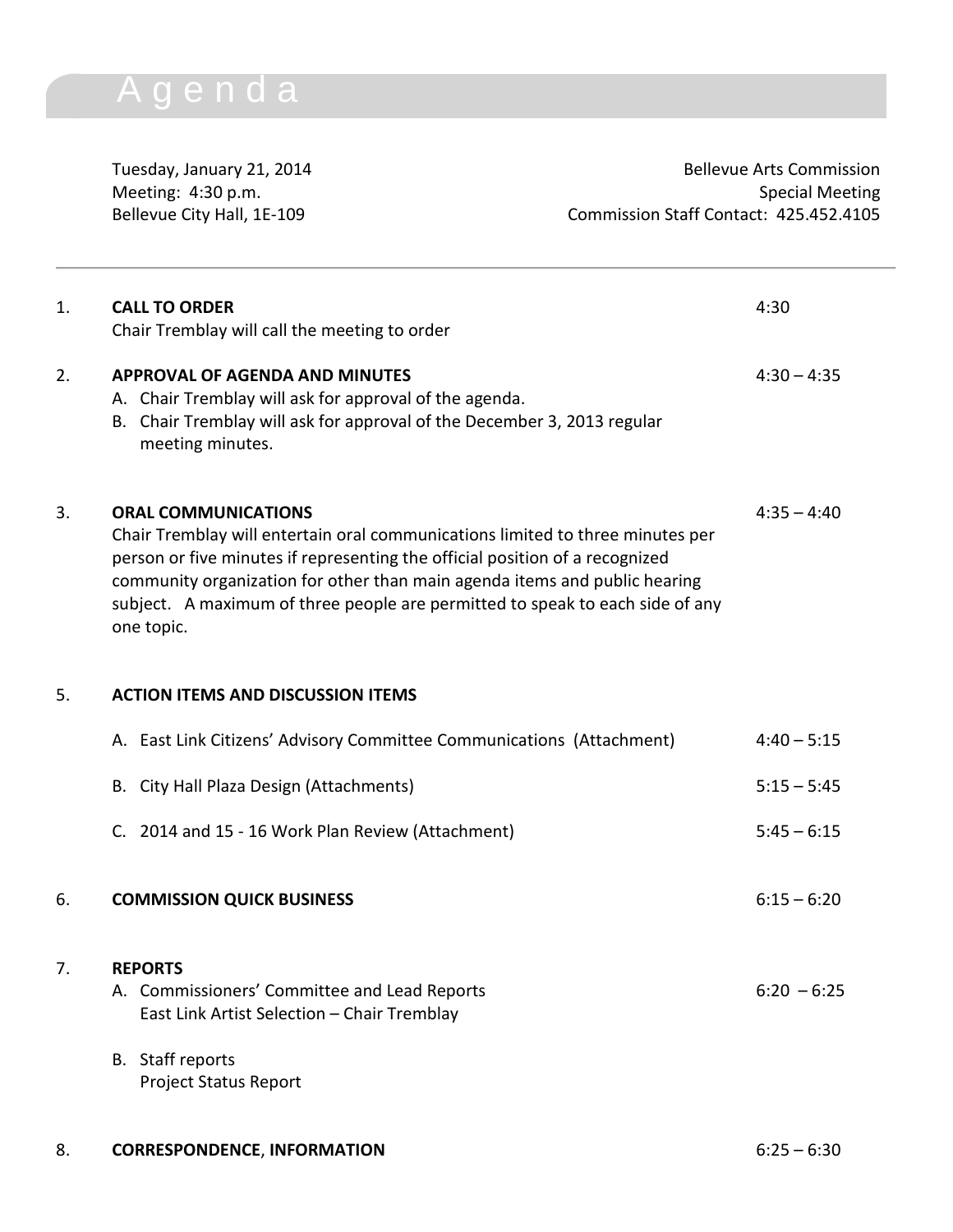# Agenda

Tuesday, January 21, 2014
Meeting: 4:30 p.m.
Bellevue City Hall, 1E-109

Bellevue Arts Commission
Special Meeting
Commission Staff Contact: 425.452.4105

---

1. **CALL TO ORDER** — 4:30
   Chair Tremblay will call the meeting to order

2. **APPROVAL OF AGENDA AND MINUTES** — 4:30 – 4:35
   A. Chair Tremblay will ask for approval of the agenda.
   B. Chair Tremblay will ask for approval of the December 3, 2013 regular meeting minutes.

3. **ORAL COMMUNICATIONS** — 4:35 – 4:40
   Chair Tremblay will entertain oral communications limited to three minutes per person or five minutes if representing the official position of a recognized community organization for other than main agenda items and public hearing subject. A maximum of three people are permitted to speak to each side of any one topic.

5. **ACTION ITEMS AND DISCUSSION ITEMS**

   A. East Link Citizens' Advisory Committee Communications (Attachment) — 4:40 – 5:15

   B. City Hall Plaza Design (Attachments) — 5:15 – 5:45

   C. 2014 and 15 - 16 Work Plan Review (Attachment) — 5:45 – 6:15

6. **COMMISSION QUICK BUSINESS** — 6:15 – 6:20

7. **REPORTS**
   A. Commissioners' Committee and Lead Reports — 6:20 – 6:25
      East Link Artist Selection – Chair Tremblay

   B. Staff reports
      Project Status Report

8. **CORRESPONDENCE**, **INFORMATION** — 6:25 – 6:30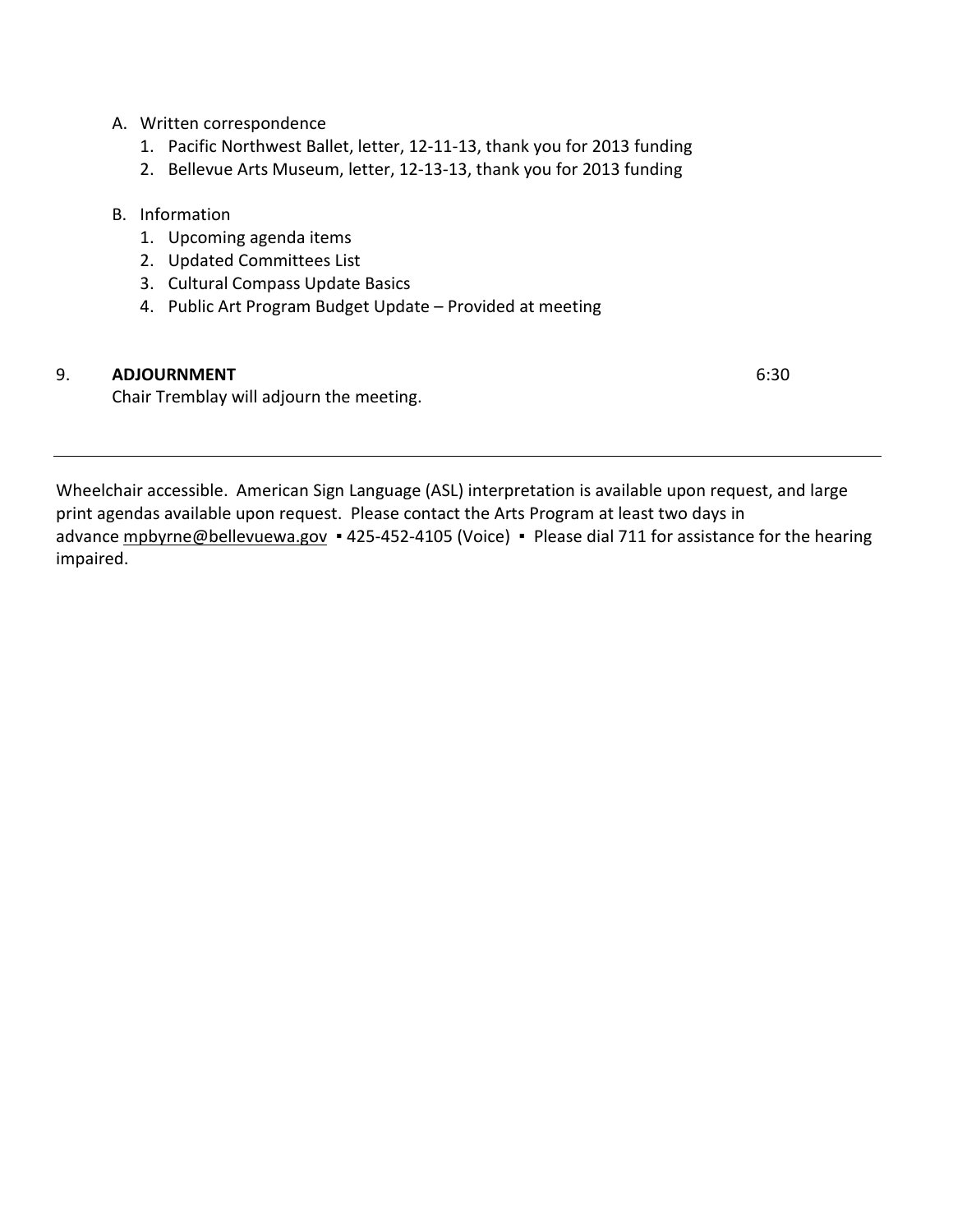A. Written correspondence
   1. Pacific Northwest Ballet, letter, 12-11-13, thank you for 2013 funding
   2. Bellevue Arts Museum, letter, 12-13-13, thank you for 2013 funding

B. Information
   1. Upcoming agenda items
   2. Updated Committees List
   3. Cultural Compass Update Basics
   4. Public Art Program Budget Update – Provided at meeting

9. **ADJOURNMENT** 6:30

Chair Tremblay will adjourn the meeting.

---

Wheelchair accessible. American Sign Language (ASL) interpretation is available upon request, and large print agendas available upon request. Please contact the Arts Program at least two days in advance mpbyrne@bellevuewa.gov ▪ 425-452-4105 (Voice) ▪ Please dial 711 for assistance for the hearing impaired.